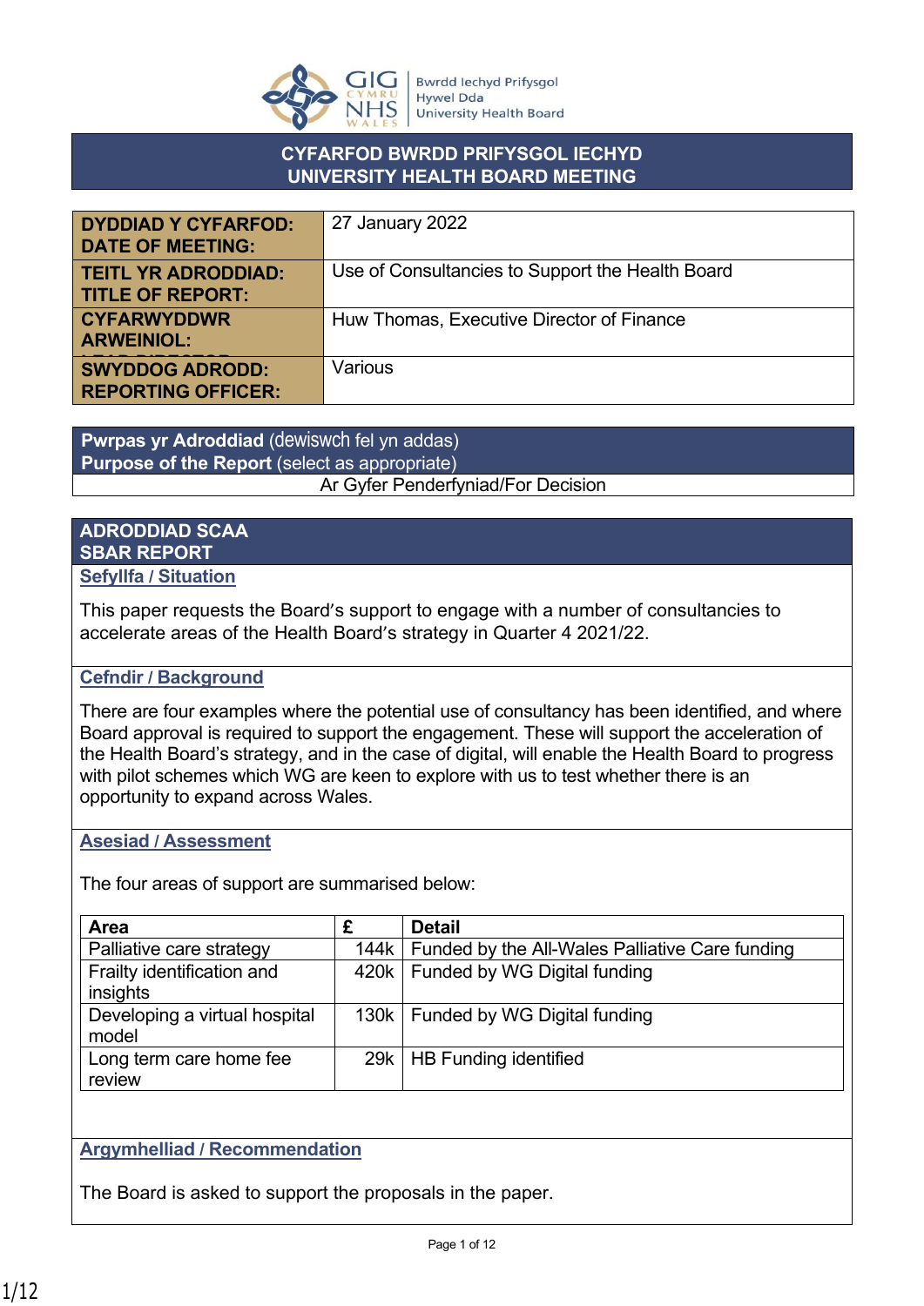Bwrdd Iechyd Prifysgol Hywel Dda University Health Board

# CYFARFOD BWRDD PRIFYSGOL IECHYD
# UNIVERSITY HEALTH BOARD MEETING

| | |
|---|---|
| **DYDDIAD Y CYFARFOD: DATE OF MEETING:** | 27 January 2022 |
| **TEITL YR ADRODDIAD: TITLE OF REPORT:** | Use of Consultancies to Support the Health Board |
| **CYFARWYDDWR ARWEINIOL: LEAD DIRECTOR:** | Huw Thomas, Executive Director of Finance |
| **SWYDDOG ADRODD: REPORTING OFFICER:** | Various |

| **Pwrpas yr Adroddiad** (dewiswch fel yn addas) **Purpose of the Report** (select as appropriate) |
|---|
| Ar Gyfer Penderfyniad/For Decision |

## ADRODDIAD SCAA SBAR REPORT

### Sefyllfa / Situation

This paper requests the Board's support to engage with a number of consultancies to accelerate areas of the Health Board's strategy in Quarter 4 2021/22.

### Cefndir / Background

There are four examples where the potential use of consultancy has been identified, and where Board approval is required to support the engagement. These will support the acceleration of the Health Board's strategy, and in the case of digital, will enable the Health Board to progress with pilot schemes which WG are keen to explore with us to test whether there is an opportunity to expand across Wales.

### Asesiad / Assessment

The four areas of support are summarised below:

| Area | £ | Detail |
|---|---|---|
| Palliative care strategy | 144k | Funded by the All-Wales Palliative Care funding |
| Frailty identification and insights | 420k | Funded by WG Digital funding |
| Developing a virtual hospital model | 130k | Funded by WG Digital funding |
| Long term care home fee review | 29k | HB Funding identified |

### Argymhelliad / Recommendation

The Board is asked to support the proposals in the paper.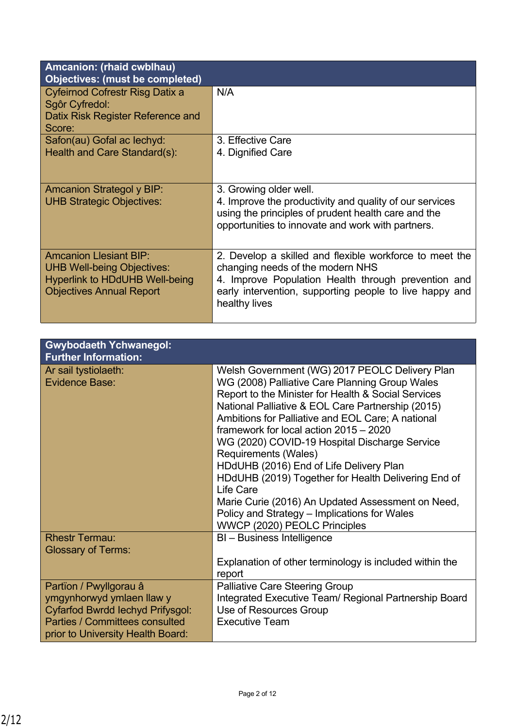| **Amcanion: (rhaid cwblhau)**<br>**Objectives: (must be completed)** | |
|---|---|
| Cyfeirnod Cofrestr Risg Datix a Sgôr Cyfredol:<br>Datix Risk Register Reference and Score: | N/A |
| Safon(au) Gofal ac Iechyd:<br>Health and Care Standard(s): | 3. Effective Care<br>4. Dignified Care |
| Amcanion Strategol y BIP:<br>UHB Strategic Objectives: | 3. Growing older well.<br>4. Improve the productivity and quality of our services using the principles of prudent health care and the opportunities to innovate and work with partners. |
| Amcanion Llesiant BIP:<br>UHB Well-being Objectives:<br>Hyperlink to HDdUHB Well-being Objectives Annual Report | 2. Develop a skilled and flexible workforce to meet the changing needs of the modern NHS<br>4. Improve Population Health through prevention and early intervention, supporting people to live happy and healthy lives |

| **Gwybodaeth Ychwanegol:**<br>**Further Information:** | |
|---|---|
| Ar sail tystiolaeth:<br>Evidence Base: | Welsh Government (WG) 2017 PEOLC Delivery Plan<br>WG (2008) Palliative Care Planning Group Wales Report to the Minister for Health & Social Services<br>National Palliative & EOL Care Partnership (2015) Ambitions for Palliative and EOL Care; A national framework for local action 2015 – 2020<br>WG (2020) COVID-19 Hospital Discharge Service Requirements (Wales)<br>HDdUHB (2016) End of Life Delivery Plan<br>HDdUHB (2019) Together for Health Delivering End of Life Care<br>Marie Curie (2016) An Updated Assessment on Need, Policy and Strategy – Implications for Wales<br>WWCP (2020) PEOLC Principles |
| Rhestr Termau:<br>Glossary of Terms: | BI – Business Intelligence<br><br>Explanation of other terminology is included within the report |
| Partïon / Pwyllgorau â ymgynhorwyd ymlaen llaw y Cyfarfod Bwrdd Iechyd Prifysgol:<br>Parties / Committees consulted prior to University Health Board: | Palliative Care Steering Group<br>Integrated Executive Team/ Regional Partnership Board<br>Use of Resources Group<br>Executive Team |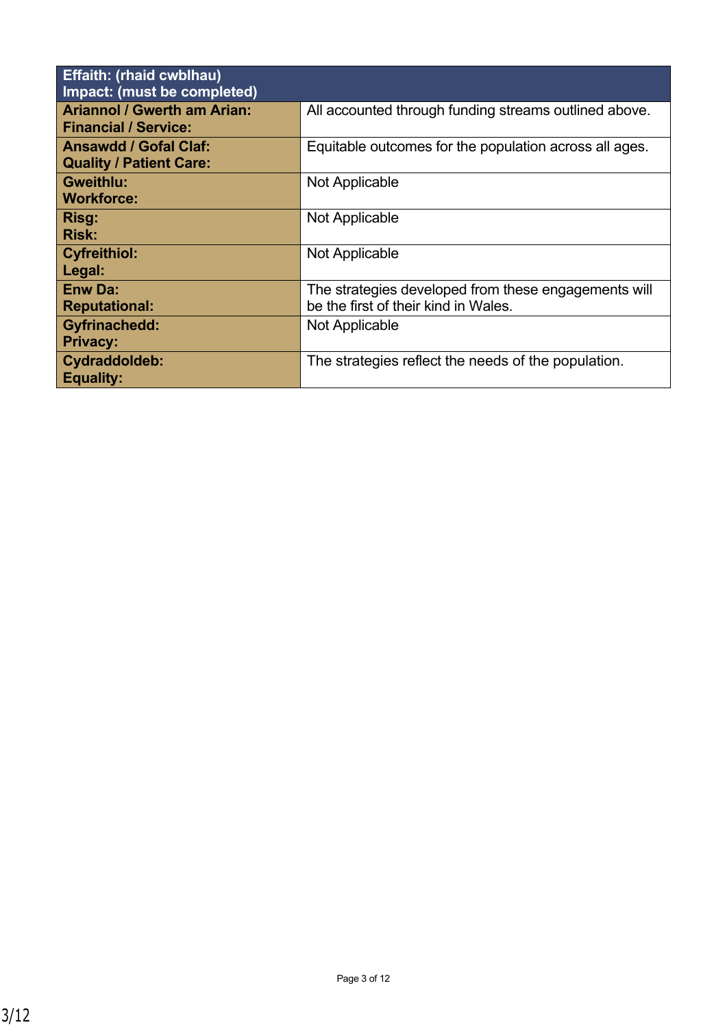| Effaith: (rhaid cwblhau)<br>Impact: (must be completed) | |
|---|---|
| **Ariannol / Gwerth am Arian:**<br>**Financial / Service:** | All accounted through funding streams outlined above. |
| **Ansawdd / Gofal Claf:**<br>**Quality / Patient Care:** | Equitable outcomes for the population across all ages. |
| **Gweithlu:**<br>**Workforce:** | Not Applicable |
| **Risg:**<br>**Risk:** | Not Applicable |
| **Cyfreithiol:**<br>**Legal:** | Not Applicable |
| **Enw Da:**<br>**Reputational:** | The strategies developed from these engagements will be the first of their kind in Wales. |
| **Gyfrinachedd:**<br>**Privacy:** | Not Applicable |
| **Cydraddoldeb:**<br>**Equality:** | The strategies reflect the needs of the population. |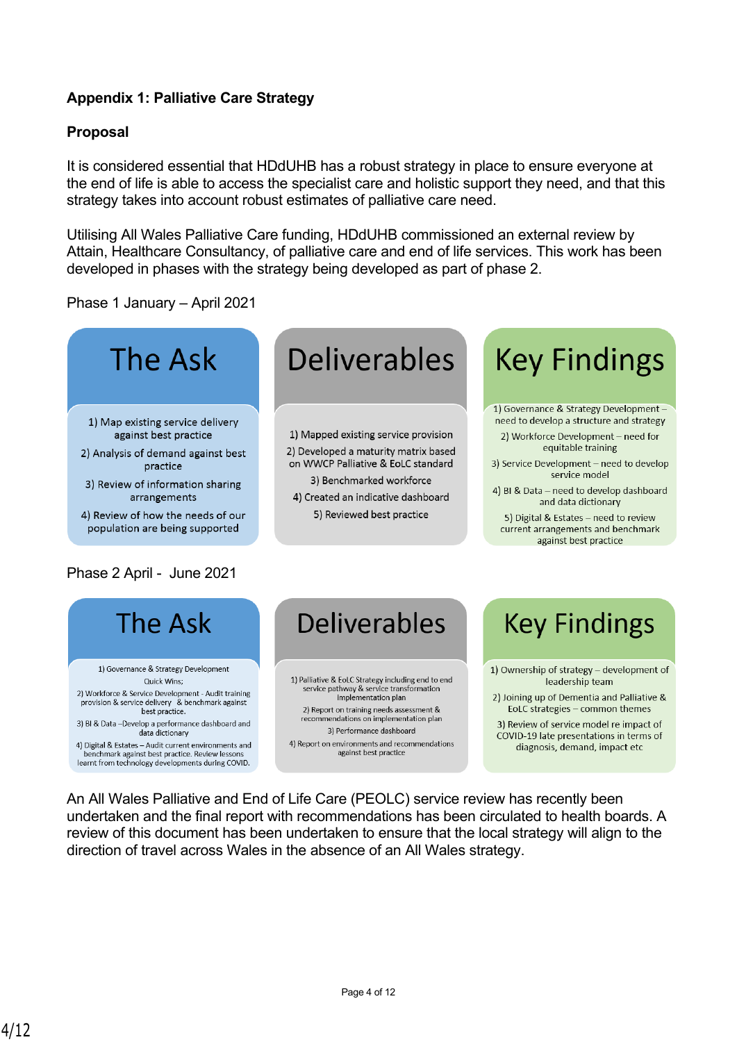**Appendix 1: Palliative Care Strategy**

**Proposal**

It is considered essential that HDdUHB has a robust strategy in place to ensure everyone at the end of life is able to access the specialist care and holistic support they need, and that this strategy takes into account robust estimates of palliative care need.

Utilising All Wales Palliative Care funding, HDdUHB commissioned an external review by Attain, Healthcare Consultancy, of palliative care and end of life services. This work has been developed in phases with the strategy being developed as part of phase 2.

Phase 1 January – April 2021

| The Ask | Deliverables | Key Findings |
| --- | --- | --- |
| 1) Map existing service delivery against best practice<br>2) Analysis of demand against best practice<br>3) Review of information sharing arrangements<br>4) Review of how the needs of our population are being supported | 1) Mapped existing service provision<br>2) Developed a maturity matrix based on WWCP Palliative & EoLC standard<br>3) Benchmarked workforce<br>4) Created an indicative dashboard<br>5) Reviewed best practice | 1) Governance & Strategy Development – need to develop a structure and strategy<br>2) Workforce Development – need for equitable training<br>3) Service Development – need to develop service model<br>4) BI & Data – need to develop dashboard and data dictionary<br>5) Digital & Estates – need to review current arrangements and benchmark against best practice |

Phase 2 April - June 2021

| The Ask | Deliverables | Key Findings |
| --- | --- | --- |
| 1) Governance & Strategy Development<br>Quick Wins;<br>2) Workforce & Service Development - Audit training provision & service delivery & benchmark against best practice.<br>3) BI & Data –Develop a performance dashboard and data dictionary<br>4) Digital & Estates – Audit current environments and benchmark against best practice. Review lessons learnt from technology developments during COVID. | 1) Palliative & EoLC Strategy including end to end service pathway & service transformation Implementation plan<br>2) Report on training needs assessment & recommendations on implementation plan<br>3) Performance dashboard<br>4) Report on environments and recommendations against best practice | 1) Ownership of strategy – development of leadership team<br>2) Joining up of Dementia and Palliative & EoLC strategies – common themes<br>3) Review of service model re impact of COVID-19 late presentations in terms of diagnosis, demand, impact etc |

An All Wales Palliative and End of Life Care (PEOLC) service review has recently been undertaken and the final report with recommendations has been circulated to health boards. A review of this document has been undertaken to ensure that the local strategy will align to the direction of travel across Wales in the absence of an All Wales strategy.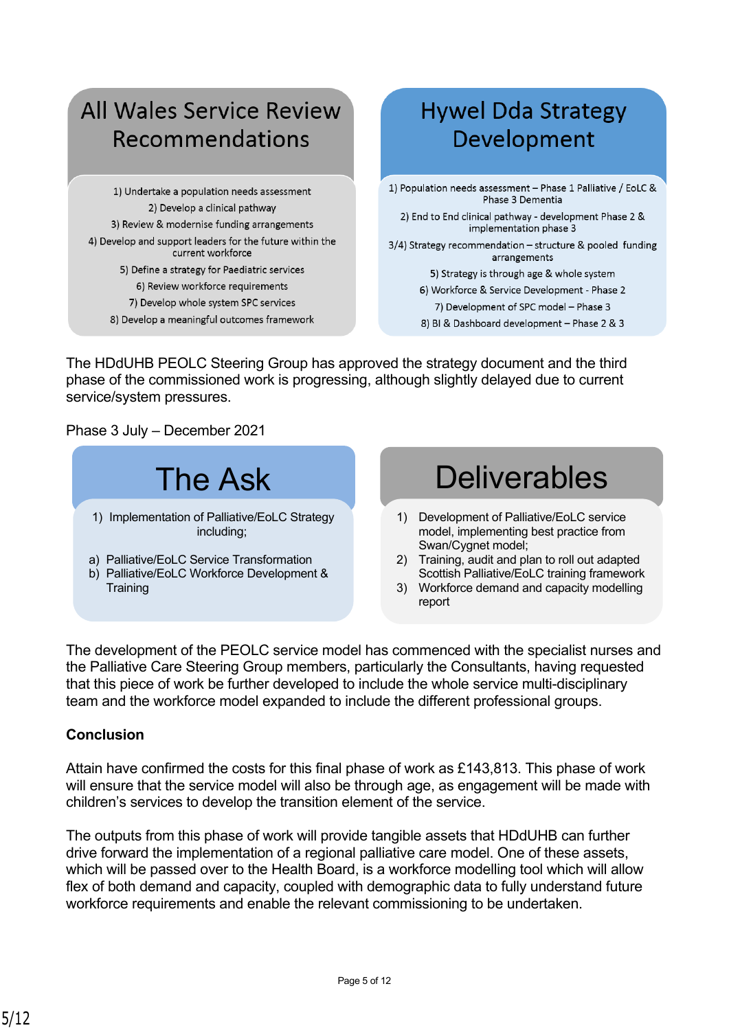**All Wales Service Review Recommendations**

1) Undertake a population needs assessment
2) Develop a clinical pathway
3) Review & modernise funding arrangements
4) Develop and support leaders for the future within the current workforce
5) Define a strategy for Paediatric services
6) Review workforce requirements
7) Develop whole system SPC services
8) Develop a meaningful outcomes framework

**Hywel Dda Strategy Development**

1) Population needs assessment – Phase 1 Palliative / EoLC & Phase 3 Dementia
2) End to End clinical pathway - development Phase 2 & implementation phase 3
3/4) Strategy recommendation – structure & pooled funding arrangements
5) Strategy is through age & whole system
6) Workforce & Service Development - Phase 2
7) Development of SPC model – Phase 3
8) BI & Dashboard development – Phase 2 & 3

The HDdUHB PEOLC Steering Group has approved the strategy document and the third phase of the commissioned work is progressing, although slightly delayed due to current service/system pressures.

Phase 3 July – December 2021

**The Ask**

1) Implementation of Palliative/EoLC Strategy including;

a) Palliative/EoLC Service Transformation
b) Palliative/EoLC Workforce Development & Training

**Deliverables**

1) Development of Palliative/EoLC service model, implementing best practice from Swan/Cygnet model;
2) Training, audit and plan to roll out adapted Scottish Palliative/EoLC training framework
3) Workforce demand and capacity modelling report

The development of the PEOLC service model has commenced with the specialist nurses and the Palliative Care Steering Group members, particularly the Consultants, having requested that this piece of work be further developed to include the whole service multi-disciplinary team and the workforce model expanded to include the different professional groups.

**Conclusion**

Attain have confirmed the costs for this final phase of work as £143,813. This phase of work will ensure that the service model will also be through age, as engagement will be made with children's services to develop the transition element of the service.

The outputs from this phase of work will provide tangible assets that HDdUHB can further drive forward the implementation of a regional palliative care model. One of these assets, which will be passed over to the Health Board, is a workforce modelling tool which will allow flex of both demand and capacity, coupled with demographic data to fully understand future workforce requirements and enable the relevant commissioning to be undertaken.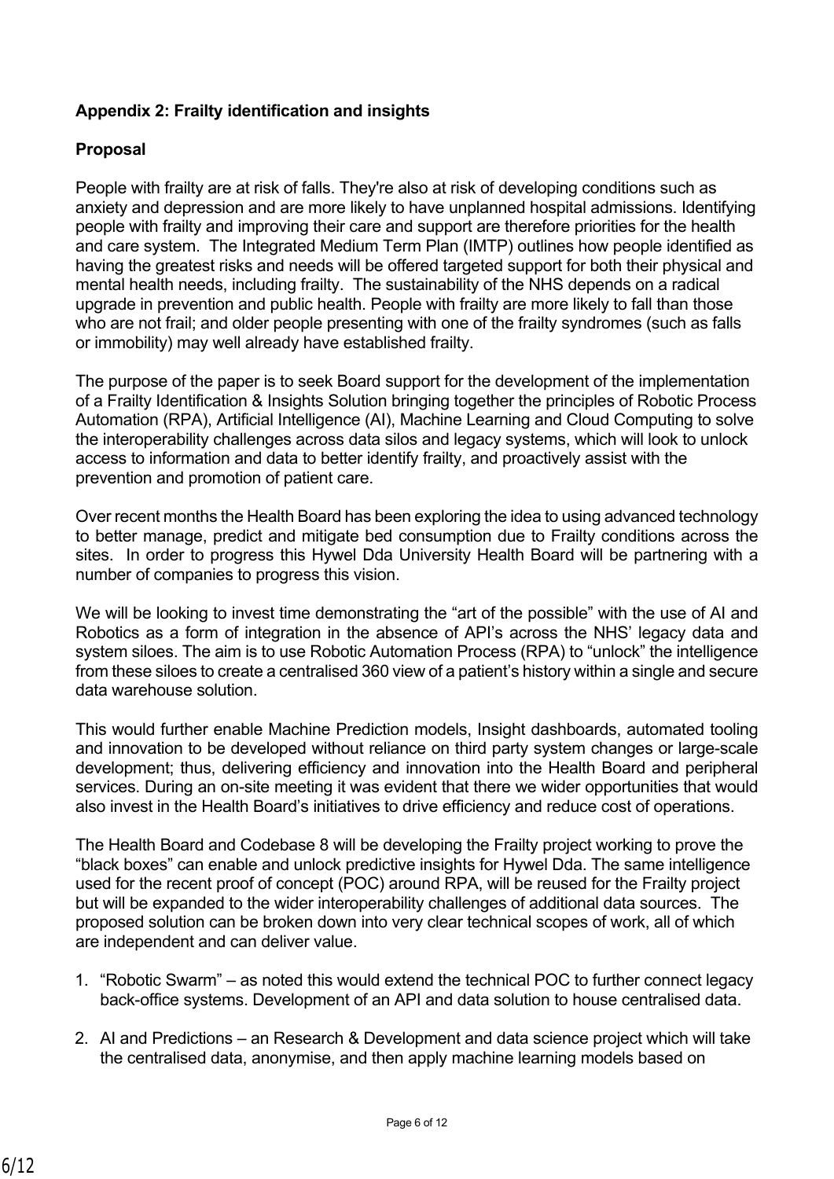**Appendix 2: Frailty identification and insights**

**Proposal**

People with frailty are at risk of falls. They're also at risk of developing conditions such as anxiety and depression and are more likely to have unplanned hospital admissions. Identifying people with frailty and improving their care and support are therefore priorities for the health and care system. The Integrated Medium Term Plan (IMTP) outlines how people identified as having the greatest risks and needs will be offered targeted support for both their physical and mental health needs, including frailty. The sustainability of the NHS depends on a radical upgrade in prevention and public health. People with frailty are more likely to fall than those who are not frail; and older people presenting with one of the frailty syndromes (such as falls or immobility) may well already have established frailty.

The purpose of the paper is to seek Board support for the development of the implementation of a Frailty Identification & Insights Solution bringing together the principles of Robotic Process Automation (RPA), Artificial Intelligence (AI), Machine Learning and Cloud Computing to solve the interoperability challenges across data silos and legacy systems, which will look to unlock access to information and data to better identify frailty, and proactively assist with the prevention and promotion of patient care.

Over recent months the Health Board has been exploring the idea to using advanced technology to better manage, predict and mitigate bed consumption due to Frailty conditions across the sites. In order to progress this Hywel Dda University Health Board will be partnering with a number of companies to progress this vision.

We will be looking to invest time demonstrating the "art of the possible" with the use of AI and Robotics as a form of integration in the absence of API's across the NHS' legacy data and system siloes. The aim is to use Robotic Automation Process (RPA) to "unlock" the intelligence from these siloes to create a centralised 360 view of a patient's history within a single and secure data warehouse solution.

This would further enable Machine Prediction models, Insight dashboards, automated tooling and innovation to be developed without reliance on third party system changes or large-scale development; thus, delivering efficiency and innovation into the Health Board and peripheral services. During an on-site meeting it was evident that there we wider opportunities that would also invest in the Health Board's initiatives to drive efficiency and reduce cost of operations.

The Health Board and Codebase 8 will be developing the Frailty project working to prove the "black boxes" can enable and unlock predictive insights for Hywel Dda. The same intelligence used for the recent proof of concept (POC) around RPA, will be reused for the Frailty project but will be expanded to the wider interoperability challenges of additional data sources. The proposed solution can be broken down into very clear technical scopes of work, all of which are independent and can deliver value.

1. "Robotic Swarm" – as noted this would extend the technical POC to further connect legacy back-office systems. Development of an API and data solution to house centralised data.

2. AI and Predictions – an Research & Development and data science project which will take the centralised data, anonymise, and then apply machine learning models based on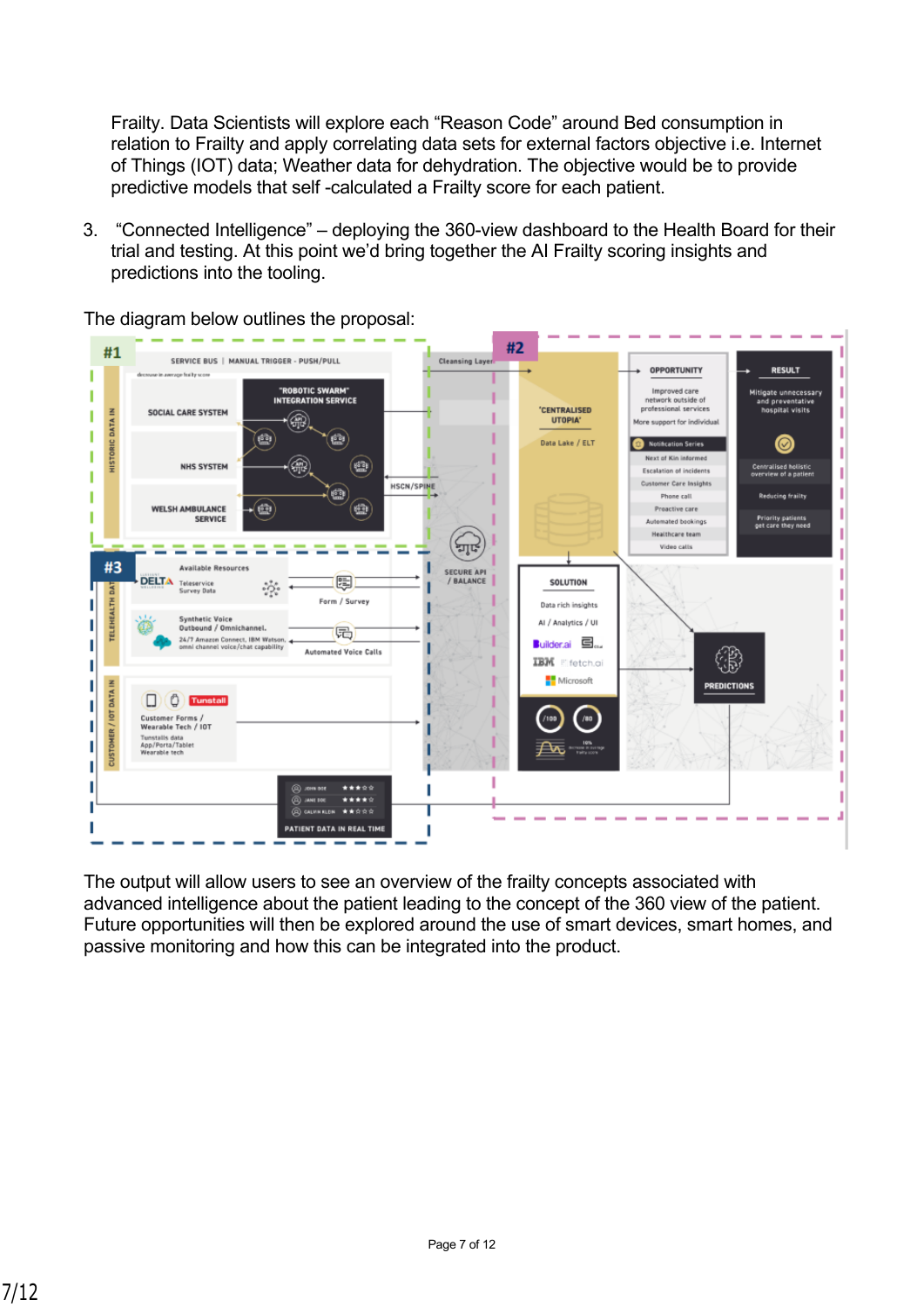Frailty. Data Scientists will explore each “Reason Code” around Bed consumption in relation to Frailty and apply correlating data sets for external factors objective i.e. Internet of Things (IOT) data; Weather data for dehydration. The objective would be to provide predictive models that self -calculated a Frailty score for each patient.

3. “Connected Intelligence” – deploying the 360-view dashboard to the Health Board for their trial and testing. At this point we’d bring together the AI Frailty scoring insights and predictions into the tooling.

The diagram below outlines the proposal:

The output will allow users to see an overview of the frailty concepts associated with advanced intelligence about the patient leading to the concept of the 360 view of the patient. Future opportunities will then be explored around the use of smart devices, smart homes, and passive monitoring and how this can be integrated into the product.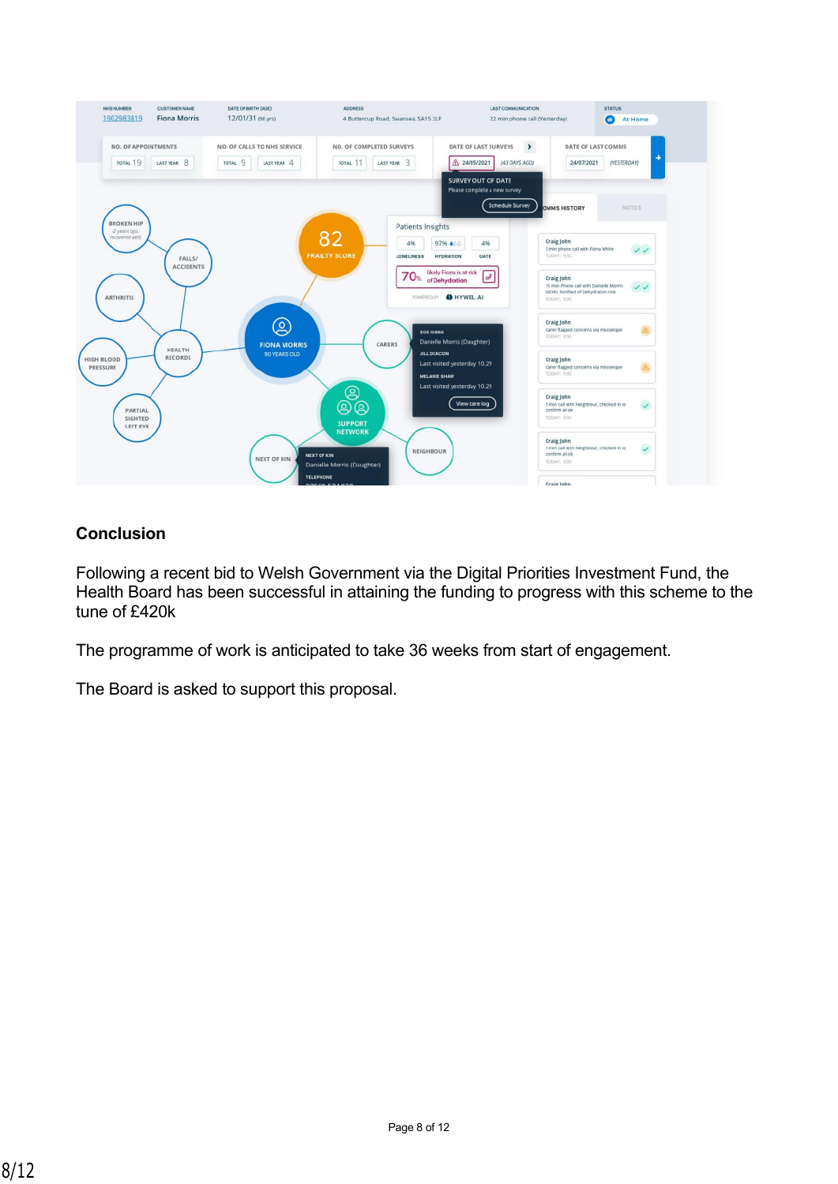## Conclusion

Following a recent bid to Welsh Government via the Digital Priorities Investment Fund, the Health Board has been successful in attaining the funding to progress with this scheme to the tune of £420k

The programme of work is anticipated to take 36 weeks from start of engagement.

The Board is asked to support this proposal.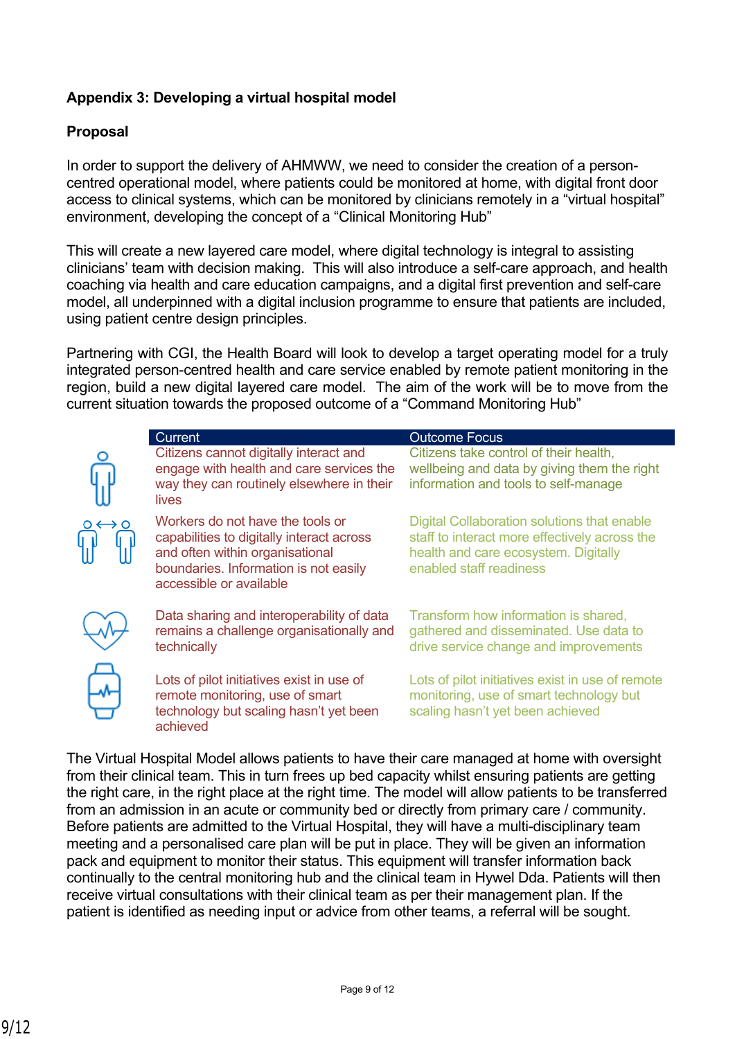**Appendix 3: Developing a virtual hospital model**

**Proposal**

In order to support the delivery of AHMWW, we need to consider the creation of a person-centred operational model, where patients could be monitored at home, with digital front door access to clinical systems, which can be monitored by clinicians remotely in a "virtual hospital" environment, developing the concept of a "Clinical Monitoring Hub"

This will create a new layered care model, where digital technology is integral to assisting clinicians' team with decision making. This will also introduce a self-care approach, and health coaching via health and care education campaigns, and a digital first prevention and self-care model, all underpinned with a digital inclusion programme to ensure that patients are included, using patient centre design principles.

Partnering with CGI, the Health Board will look to develop a target operating model for a truly integrated person-centred health and care service enabled by remote patient monitoring in the region, build a new digital layered care model. The aim of the work will be to move from the current situation towards the proposed outcome of a "Command Monitoring Hub"

| Current | Outcome Focus |
|---|---|
| Citizens cannot digitally interact and engage with health and care services the way they can routinely elsewhere in their lives | Citizens take control of their health, wellbeing and data by giving them the right information and tools to self-manage |
| Workers do not have the tools or capabilities to digitally interact across and often within organisational boundaries. Information is not easily accessible or available | Digital Collaboration solutions that enable staff to interact more effectively across the health and care ecosystem. Digitally enabled staff readiness |
| Data sharing and interoperability of data remains a challenge organisationally and technically | Transform how information is shared, gathered and disseminated. Use data to drive service change and improvements |
| Lots of pilot initiatives exist in use of remote monitoring, use of smart technology but scaling hasn't yet been achieved | Lots of pilot initiatives exist in use of remote monitoring, use of smart technology but scaling hasn't yet been achieved |

The Virtual Hospital Model allows patients to have their care managed at home with oversight from their clinical team. This in turn frees up bed capacity whilst ensuring patients are getting the right care, in the right place at the right time. The model will allow patients to be transferred from an admission in an acute or community bed or directly from primary care / community. Before patients are admitted to the Virtual Hospital, they will have a multi-disciplinary team meeting and a personalised care plan will be put in place. They will be given an information pack and equipment to monitor their status. This equipment will transfer information back continually to the central monitoring hub and the clinical team in Hywel Dda. Patients will then receive virtual consultations with their clinical team as per their management plan. If the patient is identified as needing input or advice from other teams, a referral will be sought.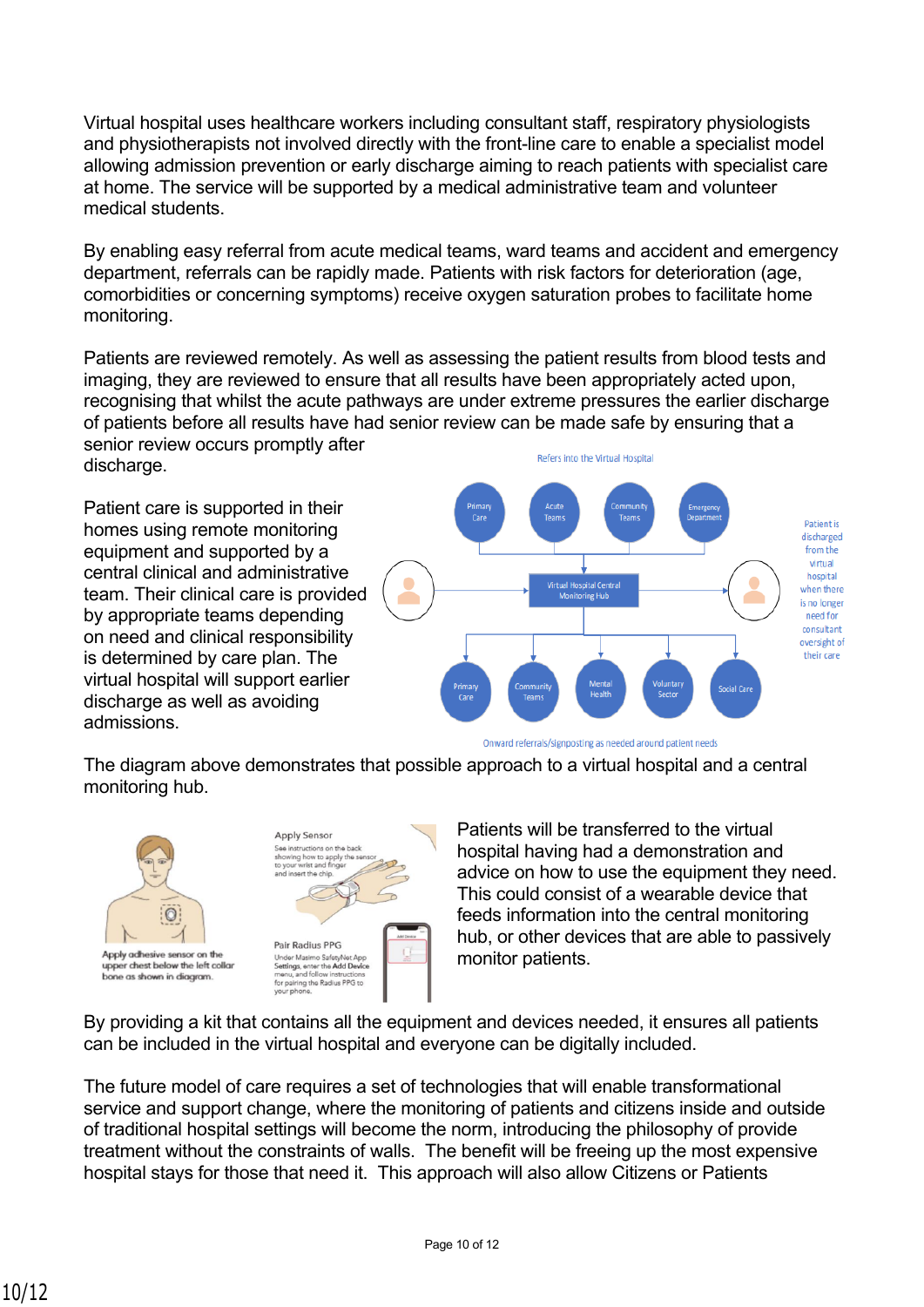Virtual hospital uses healthcare workers including consultant staff, respiratory physiologists and physiotherapists not involved directly with the front-line care to enable a specialist model allowing admission prevention or early discharge aiming to reach patients with specialist care at home. The service will be supported by a medical administrative team and volunteer medical students.

By enabling easy referral from acute medical teams, ward teams and accident and emergency department, referrals can be rapidly made. Patients with risk factors for deterioration (age, comorbidities or concerning symptoms) receive oxygen saturation probes to facilitate home monitoring.

Patients are reviewed remotely. As well as assessing the patient results from blood tests and imaging, they are reviewed to ensure that all results have been appropriately acted upon, recognising that whilst the acute pathways are under extreme pressures the earlier discharge of patients before all results have had senior review can be made safe by ensuring that a senior review occurs promptly after discharge.

Patient care is supported in their homes using remote monitoring equipment and supported by a central clinical and administrative team. Their clinical care is provided by appropriate teams depending on need and clinical responsibility is determined by care plan. The virtual hospital will support earlier discharge as well as avoiding admissions.

Refers into the Virtual Hospital

Primary Care — Acute Teams — Community Teams — Emergency Department

Virtual Hospital Central Monitoring Hub

Patient is discharged from the virtual hospital when there is no longer need for consultant oversight of their care

Primary Care — Community Teams — Mental Health — Voluntary Sector — Social Care

Onward referrals/signposting as needed around patient needs

The diagram above demonstrates that possible approach to a virtual hospital and a central monitoring hub.

Apply adhesive sensor on the upper chest below the left collar bone as shown in diagram.

Apply Sensor
See instructions on the back showing how to apply the sensor to your wrist and finger and insert the chip.

Pair Radius PPG
Under Masimo SafetyNet App Settings, enter the Add Device menu, and follow instructions for pairing the Radius PPG to your phone.

Patients will be transferred to the virtual hospital having had a demonstration and advice on how to use the equipment they need. This could consist of a wearable device that feeds information into the central monitoring hub, or other devices that are able to passively monitor patients.

By providing a kit that contains all the equipment and devices needed, it ensures all patients can be included in the virtual hospital and everyone can be digitally included.

The future model of care requires a set of technologies that will enable transformational service and support change, where the monitoring of patients and citizens inside and outside of traditional hospital settings will become the norm, introducing the philosophy of provide treatment without the constraints of walls. The benefit will be freeing up the most expensive hospital stays for those that need it. This approach will also allow Citizens or Patients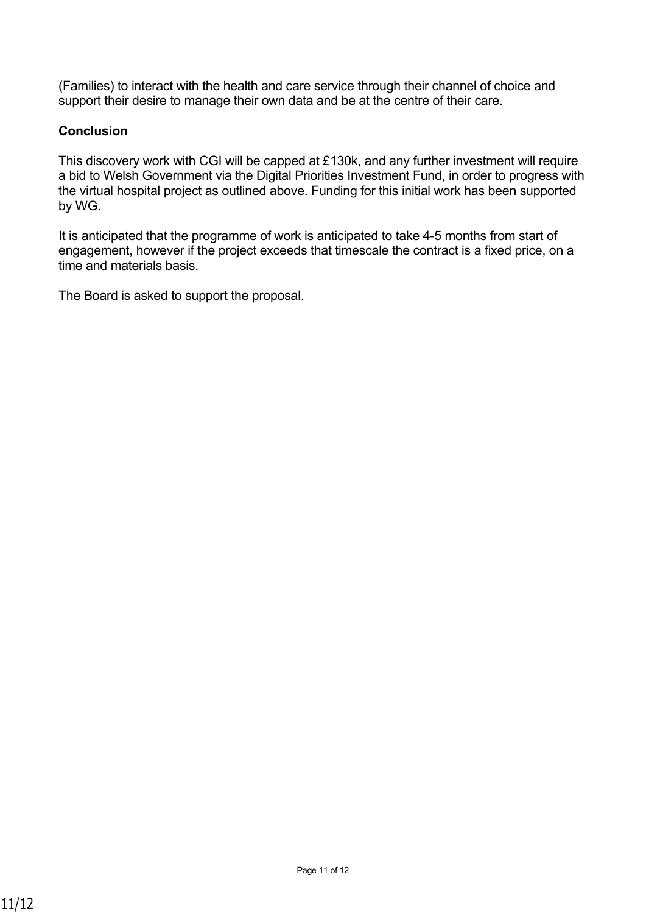(Families) to interact with the health and care service through their channel of choice and support their desire to manage their own data and be at the centre of their care.

**Conclusion**

This discovery work with CGI will be capped at £130k, and any further investment will require a bid to Welsh Government via the Digital Priorities Investment Fund, in order to progress with the virtual hospital project as outlined above. Funding for this initial work has been supported by WG.

It is anticipated that the programme of work is anticipated to take 4-5 months from start of engagement, however if the project exceeds that timescale the contract is a fixed price, on a time and materials basis.

The Board is asked to support the proposal.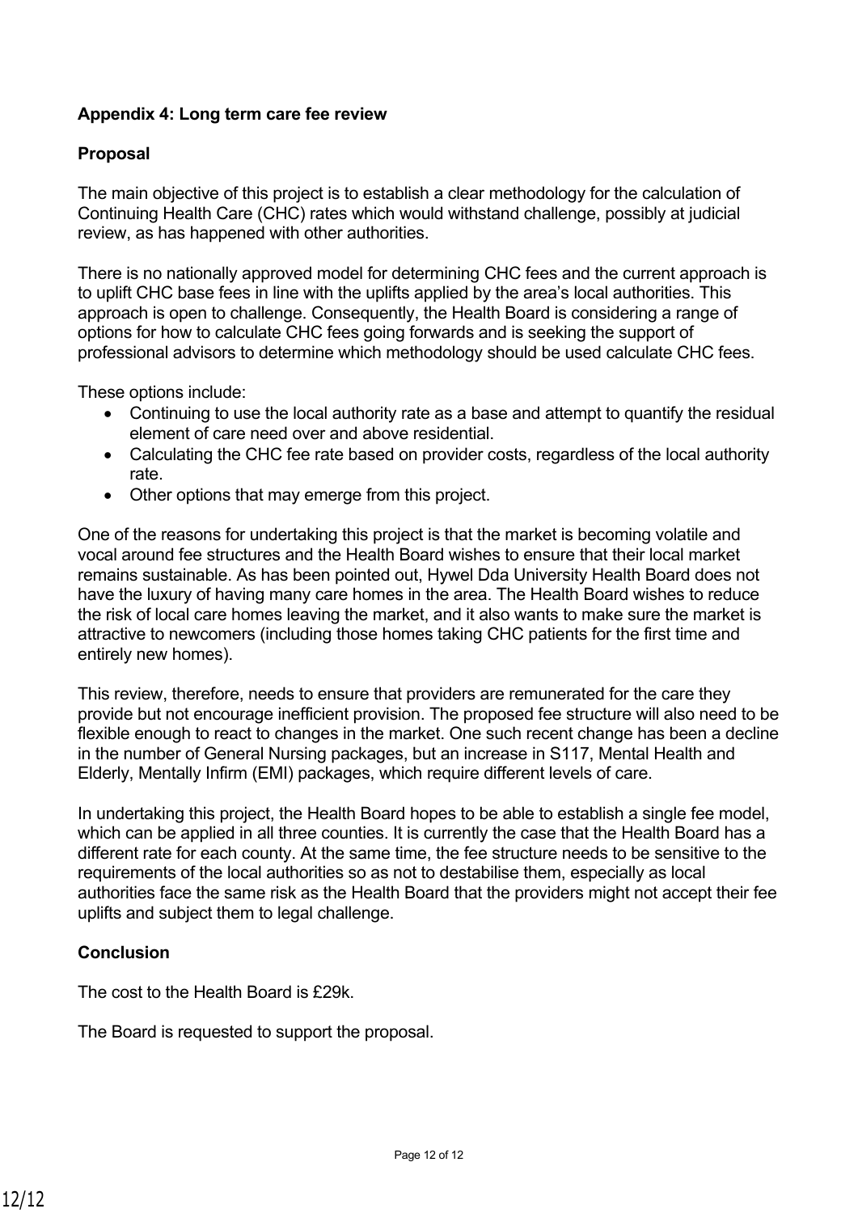**Appendix 4: Long term care fee review**

**Proposal**

The main objective of this project is to establish a clear methodology for the calculation of Continuing Health Care (CHC) rates which would withstand challenge, possibly at judicial review, as has happened with other authorities.

There is no nationally approved model for determining CHC fees and the current approach is to uplift CHC base fees in line with the uplifts applied by the area's local authorities. This approach is open to challenge. Consequently, the Health Board is considering a range of options for how to calculate CHC fees going forwards and is seeking the support of professional advisors to determine which methodology should be used calculate CHC fees.

These options include:

- Continuing to use the local authority rate as a base and attempt to quantify the residual element of care need over and above residential.
- Calculating the CHC fee rate based on provider costs, regardless of the local authority rate.
- Other options that may emerge from this project.

One of the reasons for undertaking this project is that the market is becoming volatile and vocal around fee structures and the Health Board wishes to ensure that their local market remains sustainable. As has been pointed out, Hywel Dda University Health Board does not have the luxury of having many care homes in the area. The Health Board wishes to reduce the risk of local care homes leaving the market, and it also wants to make sure the market is attractive to newcomers (including those homes taking CHC patients for the first time and entirely new homes).

This review, therefore, needs to ensure that providers are remunerated for the care they provide but not encourage inefficient provision. The proposed fee structure will also need to be flexible enough to react to changes in the market. One such recent change has been a decline in the number of General Nursing packages, but an increase in S117, Mental Health and Elderly, Mentally Infirm (EMI) packages, which require different levels of care.

In undertaking this project, the Health Board hopes to be able to establish a single fee model, which can be applied in all three counties. It is currently the case that the Health Board has a different rate for each county. At the same time, the fee structure needs to be sensitive to the requirements of the local authorities so as not to destabilise them, especially as local authorities face the same risk as the Health Board that the providers might not accept their fee uplifts and subject them to legal challenge.

**Conclusion**

The cost to the Health Board is £29k.

The Board is requested to support the proposal.